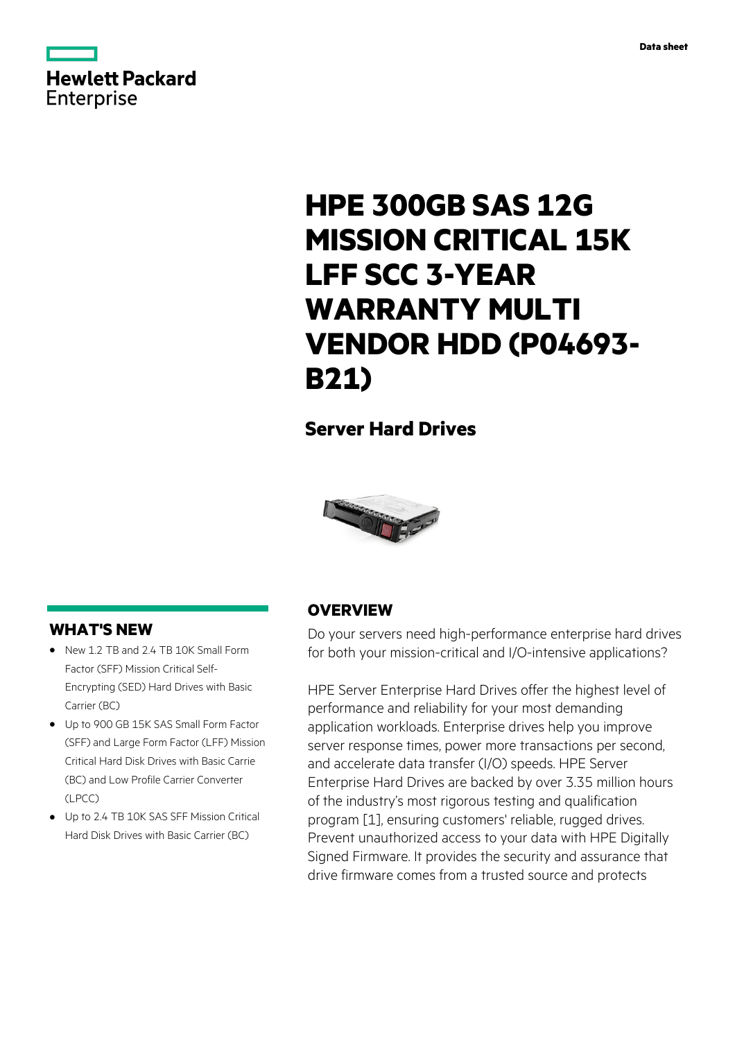Data sheet

# HPE 300GB SAS 12G MISSION CRITICAL 15K LFF SCC 3-YEAR WARRANTY MULTI VENDOR HDD (P04693-B21)

## Server Hard Drives

## WHAT'S NEW

- New 1.2 TB and 2.4 TB 10K Small Form Factor (SFF) Mission Critical Self-Encrypting (SED) Hard Drives with Basic Carrier (BC)
- Up to 900 GB 15K SAS Small Form Factor (SFF) and Large Form Factor (LFF) Mission Critical Hard Disk Drives with Basic Carrie (BC) and Low Profile Carrier Converter (LPCC)
- Up to 2.4 TB 10K SAS SFF Mission Critical Hard Disk Drives with Basic Carrier (BC)

## OVERVIEW

Do your servers need high-performance enterprise hard drives for both your mission-critical and I/O-intensive applications?

HPE Server Enterprise Hard Drives offer the highest level of performance and reliability for your most demanding application workloads. Enterprise drives help you improve server response times, power more transactions per second, and accelerate data transfer (I/O) speeds. HPE Server Enterprise Hard Drives are backed by over 3.35 million hours of the industry's most rigorous testing and qualification program [1], ensuring customers' reliable, rugged drives. Prevent unauthorized access to your data with HPE Digitally Signed Firmware. It provides the security and assurance that drive firmware comes from a trusted source and protects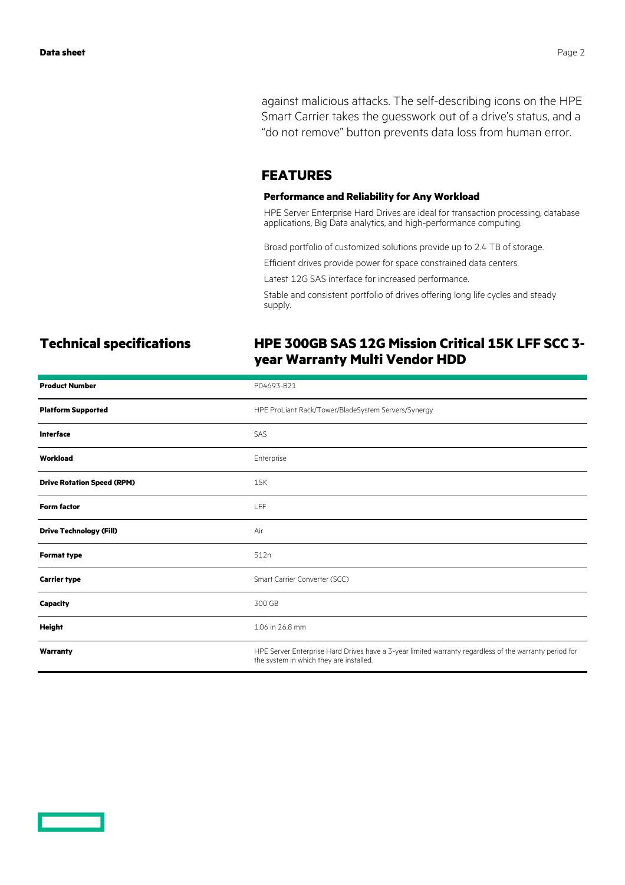against malicious attacks. The self-describing icons on the HPE Smart Carrier takes the guesswork out of a drive's status, and a "do not remove" button prevents data loss from human error.

## FEATURES

### Performance and Reliability for Any Workload

HPE Server Enterprise Hard Drives are ideal for transaction processing, database applications, Big Data analytics, and high-performance computing.

Broad portfolio of customized solutions provide up to 2.4 TB of storage.

Efficient drives provide power for space constrained data centers.

Latest 12G SAS interface for increased performance.

Stable and consistent portfolio of drives offering long life cycles and steady supply.

## Technical specifications

### HPE 300GB SAS 12G Mission Critical 15K LFF SCC 3-year Warranty Multi Vendor HDD

| | |
|---|---|
| **Product Number** | P04693-B21 |
| **Platform Supported** | HPE ProLiant Rack/Tower/BladeSystem Servers/Synergy |
| **Interface** | SAS |
| **Workload** | Enterprise |
| **Drive Rotation Speed (RPM)** | 15K |
| **Form factor** | LFF |
| **Drive Technology (Fill)** | Air |
| **Format type** | 512n |
| **Carrier type** | Smart Carrier Converter (SCC) |
| **Capacity** | 300 GB |
| **Height** | 1.06 in 26.8 mm |
| **Warranty** | HPE Server Enterprise Hard Drives have a 3-year limited warranty regardless of the warranty period for the system in which they are installed. |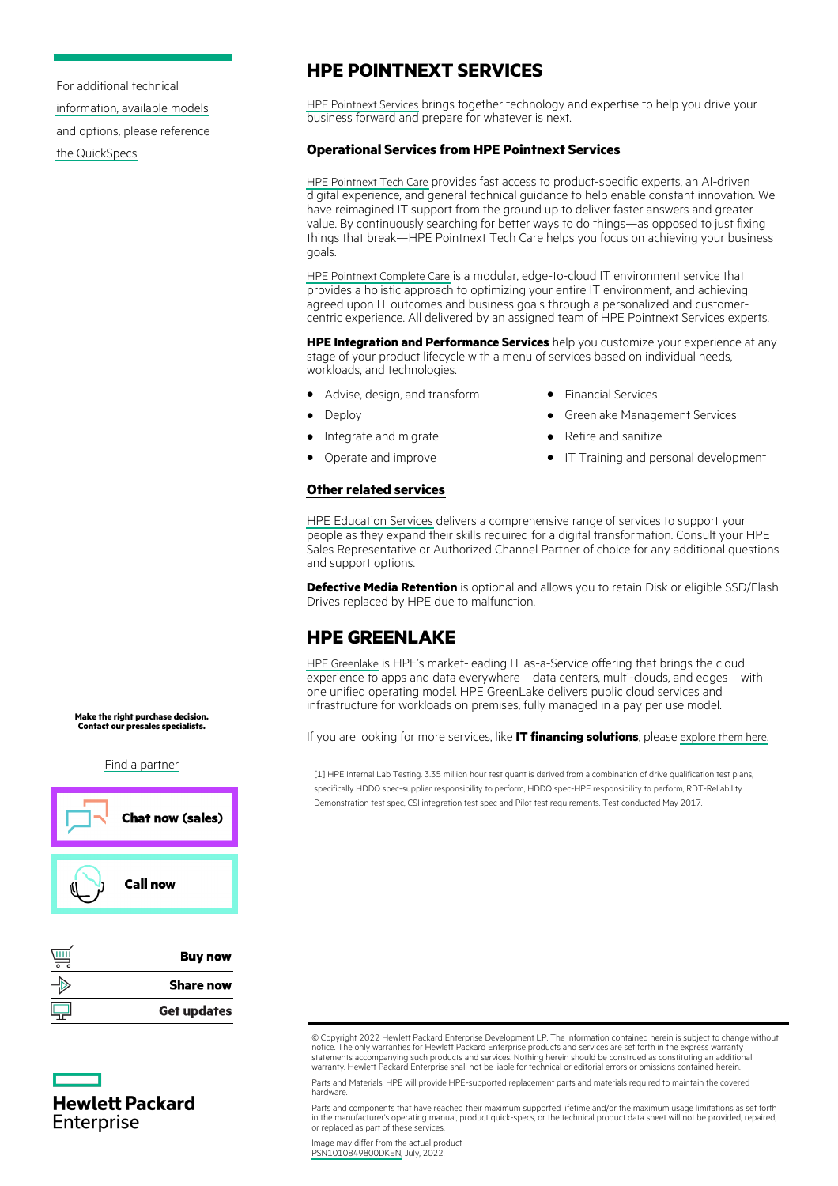For additional technical information, available models and options, please reference the QuickSpecs

## HPE POINTNEXT SERVICES

HPE Pointnext Services brings together technology and expertise to help you drive your business forward and prepare for whatever is next.

### Operational Services from HPE Pointnext Services

HPE Pointnext Tech Care provides fast access to product-specific experts, an AI-driven digital experience, and general technical guidance to help enable constant innovation. We have reimagined IT support from the ground up to deliver faster answers and greater value. By continuously searching for better ways to do things—as opposed to just fixing things that break—HPE Pointnext Tech Care helps you focus on achieving your business goals.

HPE Pointnext Complete Care is a modular, edge-to-cloud IT environment service that provides a holistic approach to optimizing your entire IT environment, and achieving agreed upon IT outcomes and business goals through a personalized and customer-centric experience. All delivered by an assigned team of HPE Pointnext Services experts.

**HPE Integration and Performance Services** help you customize your experience at any stage of your product lifecycle with a menu of services based on individual needs, workloads, and technologies.

- Advise, design, and transform
- Deploy
- Integrate and migrate
- Operate and improve
- Financial Services
- Greenlake Management Services
- Retire and sanitize
- IT Training and personal development

### Other related services

HPE Education Services delivers a comprehensive range of services to support your people as they expand their skills required for a digital transformation. Consult your HPE Sales Representative or Authorized Channel Partner of choice for any additional questions and support options.

**Defective Media Retention** is optional and allows you to retain Disk or eligible SSD/Flash Drives replaced by HPE due to malfunction.

## HPE GREENLAKE

HPE Greenlake is HPE's market-leading IT as-a-Service offering that brings the cloud experience to apps and data everywhere – data centers, multi-clouds, and edges – with one unified operating model. HPE GreenLake delivers public cloud services and infrastructure for workloads on premises, fully managed in a pay per use model.

If you are looking for more services, like **IT financing solutions**, please explore them here.

[1] HPE Internal Lab Testing. 3.35 million hour test quant is derived from a combination of drive qualification test plans, specifically HDDQ spec-supplier responsibility to perform, HDDQ spec-HPE responsibility to perform, RDT-Reliability Demonstration test spec, CSI integration test spec and Pilot test requirements. Test conducted May 2017.

**Make the right purchase decision. Contact our presales specialists.**

Find a partner

Chat now (sales)

Call now

Buy now

Share now

Get updates

Hewlett Packard Enterprise

© Copyright 2022 Hewlett Packard Enterprise Development LP. The information contained herein is subject to change without notice. The only warranties for Hewlett Packard Enterprise products and services are set forth in the express warranty statements accompanying such products and services. Nothing herein should be construed as constituting an additional warranty. Hewlett Packard Enterprise shall not be liable for technical or editorial errors or omissions contained herein.

Parts and Materials: HPE will provide HPE-supported replacement parts and materials required to maintain the covered hardware.

Parts and components that have reached their maximum supported lifetime and/or the maximum usage limitations as set forth in the manufacturer's operating manual, product quick-specs, or the technical product data sheet will not be provided, repaired, or replaced as part of these services.

Image may differ from the actual product

PSN1010849800DKEN, July, 2022.